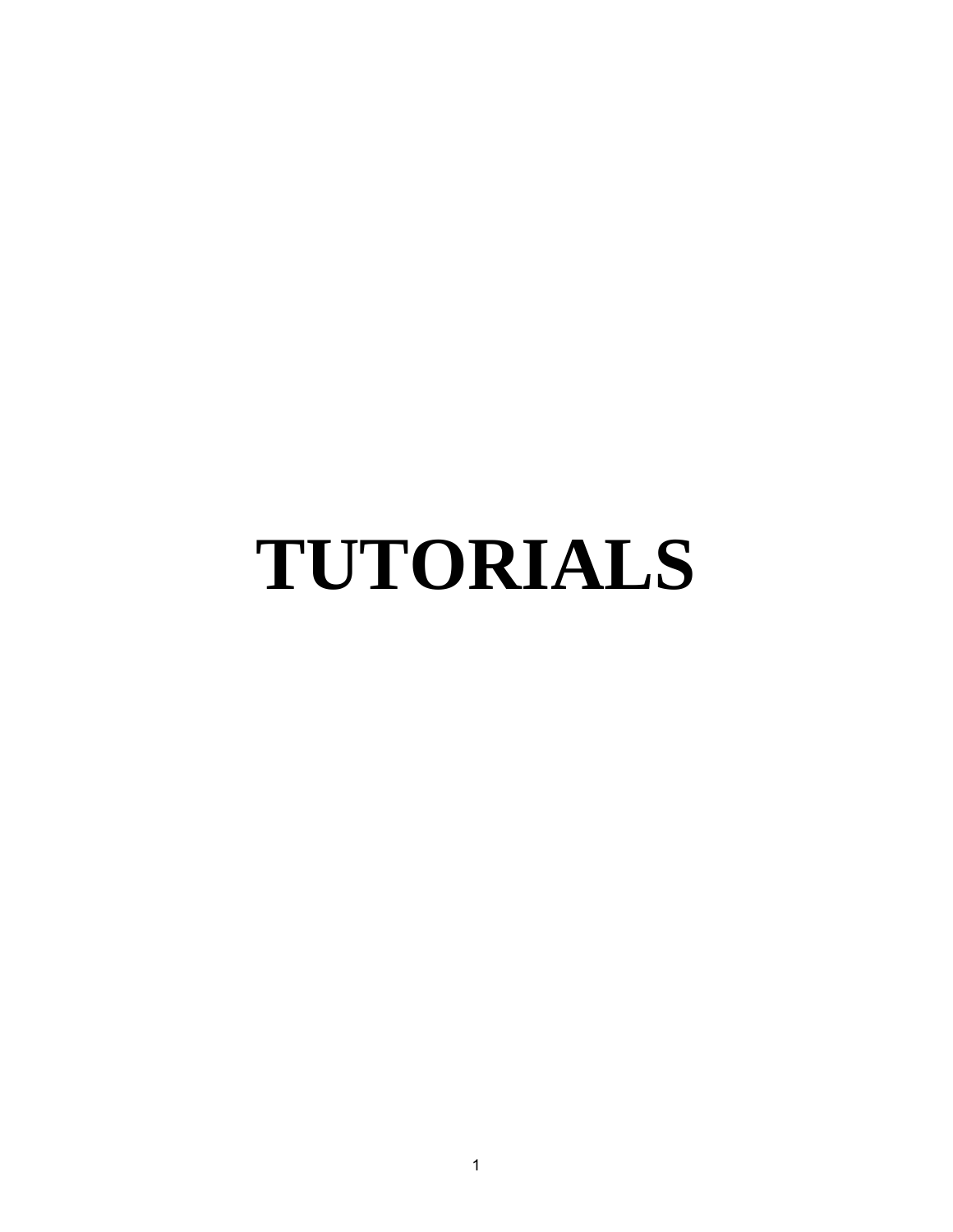# TUTORIALS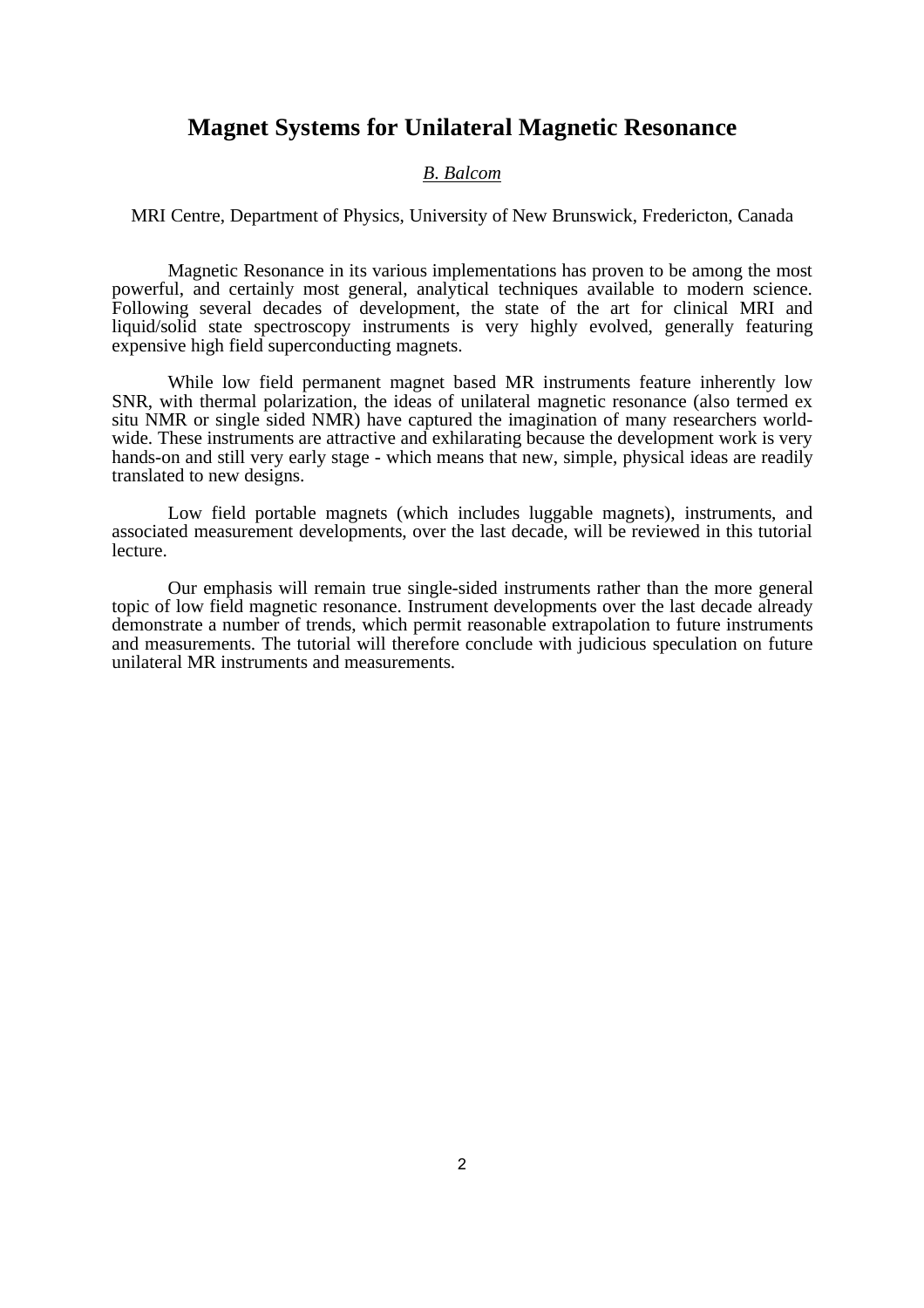# Magnet Systems for Unilateral Magnetic Resonance

*B. Balcom*

MRI Centre, Department of Physics, University of New Brunswick, Fredericton, Canada

Magnetic Resonance in its various implementations has proven to be among the most powerful, and certainly most general, analytical techniques available to modern science. Following several decades of development, the state of the art for clinical MRI and liquid/solid state spectroscopy instruments is very highly evolved, generally featuring expensive high field superconducting magnets.

While low field permanent magnet based MR instruments feature inherently low SNR, with thermal polarization, the ideas of unilateral magnetic resonance (also termed ex situ NMR or single sided NMR) have captured the imagination of many researchers world-wide. These instruments are attractive and exhilarating because the development work is very hands-on and still very early stage - which means that new, simple, physical ideas are readily translated to new designs.

Low field portable magnets (which includes luggable magnets), instruments, and associated measurement developments, over the last decade, will be reviewed in this tutorial lecture.

Our emphasis will remain true single-sided instruments rather than the more general topic of low field magnetic resonance. Instrument developments over the last decade already demonstrate a number of trends, which permit reasonable extrapolation to future instruments and measurements. The tutorial will therefore conclude with judicious speculation on future unilateral MR instruments and measurements.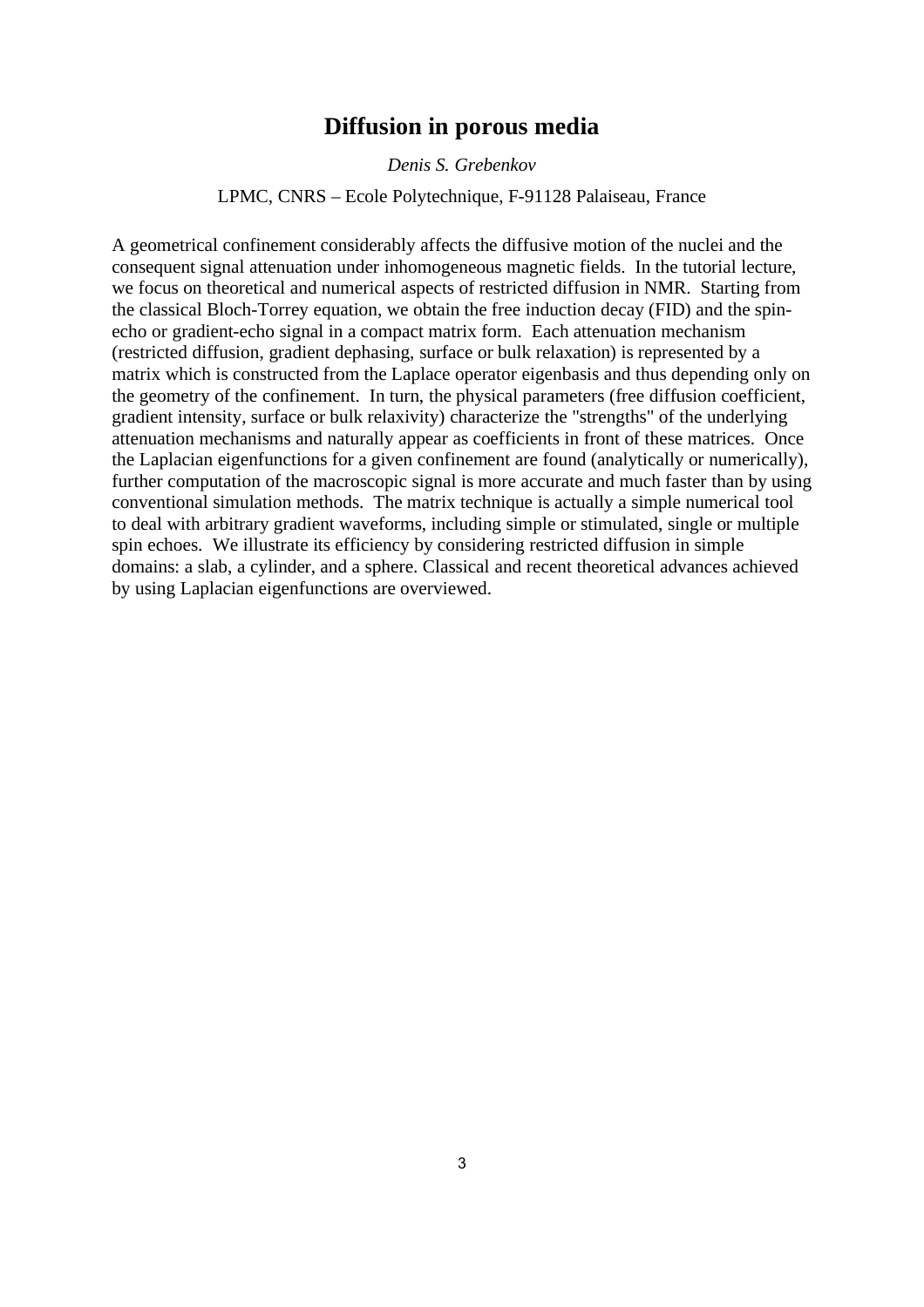# Diffusion in porous media

*Denis S. Grebenkov*

LPMC, CNRS – Ecole Polytechnique, F-91128 Palaiseau, France

A geometrical confinement considerably affects the diffusive motion of the nuclei and the consequent signal attenuation under inhomogeneous magnetic fields. In the tutorial lecture, we focus on theoretical and numerical aspects of restricted diffusion in NMR. Starting from the classical Bloch-Torrey equation, we obtain the free induction decay (FID) and the spin-echo or gradient-echo signal in a compact matrix form. Each attenuation mechanism (restricted diffusion, gradient dephasing, surface or bulk relaxation) is represented by a matrix which is constructed from the Laplace operator eigenbasis and thus depending only on the geometry of the confinement. In turn, the physical parameters (free diffusion coefficient, gradient intensity, surface or bulk relaxivity) characterize the "strengths" of the underlying attenuation mechanisms and naturally appear as coefficients in front of these matrices. Once the Laplacian eigenfunctions for a given confinement are found (analytically or numerically), further computation of the macroscopic signal is more accurate and much faster than by using conventional simulation methods. The matrix technique is actually a simple numerical tool to deal with arbitrary gradient waveforms, including simple or stimulated, single or multiple spin echoes. We illustrate its efficiency by considering restricted diffusion in simple domains: a slab, a cylinder, and a sphere. Classical and recent theoretical advances achieved by using Laplacian eigenfunctions are overviewed.